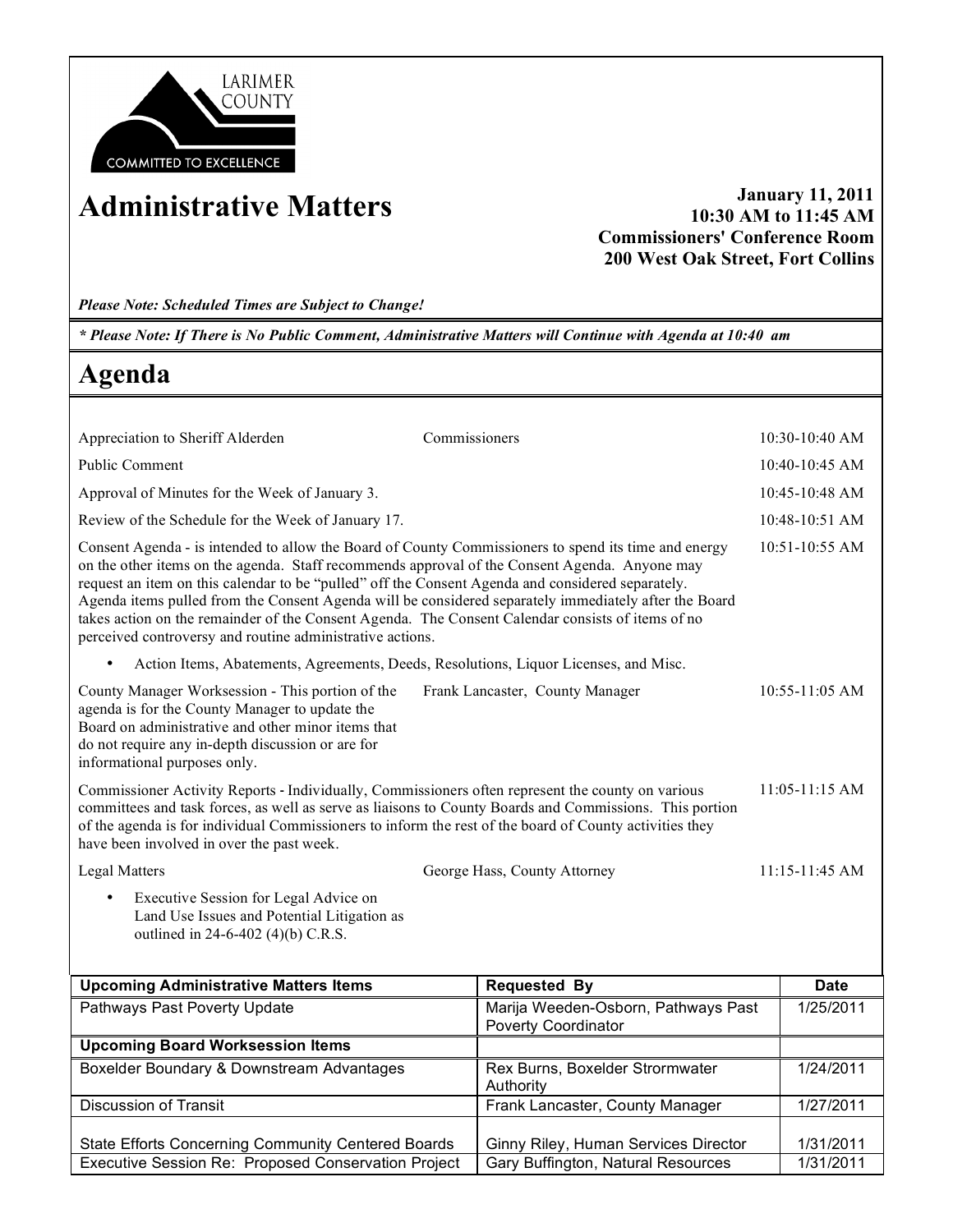LARIMER COUNTY

COMMITTED TO EXCELLENCE

# Administrative Matters

**January 11, 2011**
**10:30 AM to 11:45 AM**
**Commissioners' Conference Room**
**200 West Oak Street, Fort Collins**

***Please Note: Scheduled Times are Subject to Change!***

***\* Please Note: If There is No Public Comment, Administrative Matters will Continue with Agenda at 10:40 am***

## Agenda

| Item | Presenter | Time |
|---|---|---|
| Appreciation to Sheriff Alderden | Commissioners | 10:30-10:40 AM |
| Public Comment | | 10:40-10:45 AM |
| Approval of Minutes for the Week of January 3. | | 10:45-10:48 AM |
| Review of the Schedule for the Week of January 17. | | 10:48-10:51 AM |
| Consent Agenda - is intended to allow the Board of County Commissioners to spend its time and energy on the other items on the agenda. Staff recommends approval of the Consent Agenda. Anyone may request an item on this calendar to be "pulled" off the Consent Agenda and considered separately. Agenda items pulled from the Consent Agenda will be considered separately immediately after the Board takes action on the remainder of the Consent Agenda. The Consent Calendar consists of items of no perceived controversy and routine administrative actions. | | 10:51-10:55 AM |
| • Action Items, Abatements, Agreements, Deeds, Resolutions, Liquor Licenses, and Misc. | | |
| County Manager Worksession - This portion of the agenda is for the County Manager to update the Board on administrative and other minor items that do not require any in-depth discussion or are for informational purposes only. | Frank Lancaster, County Manager | 10:55-11:05 AM |
| Commissioner Activity Reports - Individually, Commissioners often represent the county on various committees and task forces, as well as serve as liaisons to County Boards and Commissions. This portion of the agenda is for individual Commissioners to inform the rest of the board of County activities they have been involved in over the past week. | | 11:05-11:15 AM |
| Legal Matters | George Hass, County Attorney | 11:15-11:45 AM |
| • Executive Session for Legal Advice on Land Use Issues and Potential Litigation as outlined in 24-6-402 (4)(b) C.R.S. | | |

| Upcoming Administrative Matters Items | Requested By | Date |
|---|---|---|
| Pathways Past Poverty Update | Marija Weeden-Osborn, Pathways Past Poverty Coordinator | 1/25/2011 |
| **Upcoming Board Worksession Items** | | |
| Boxelder Boundary & Downstream Advantages | Rex Burns, Boxelder Strormwater Authority | 1/24/2011 |
| Discussion of Transit | Frank Lancaster, County Manager | 1/27/2011 |
| State Efforts Concerning Community Centered Boards | Ginny Riley, Human Services Director | 1/31/2011 |
| Executive Session Re: Proposed Conservation Project | Gary Buffington, Natural Resources | 1/31/2011 |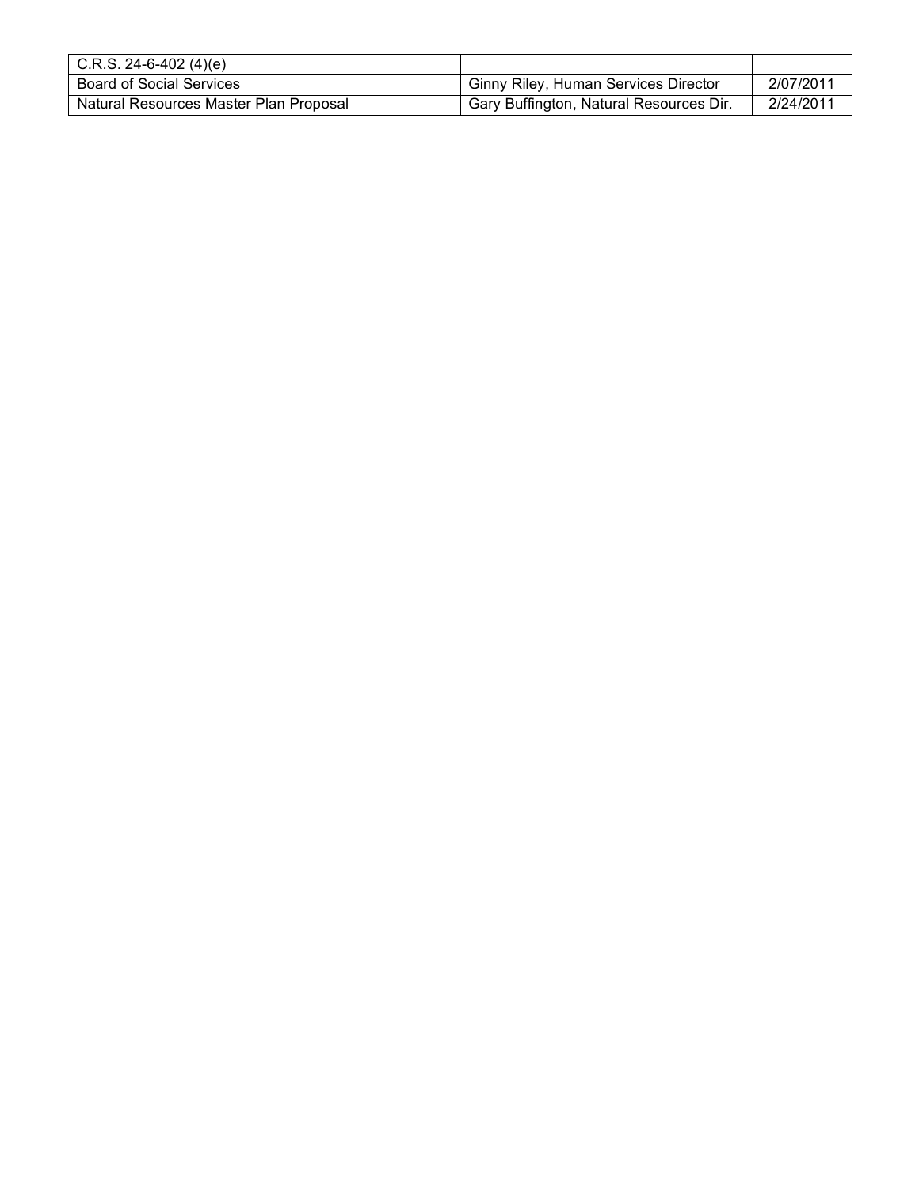| | | |
|---|---|---|
| C.R.S. 24-6-402 (4)(e) | | |
| Board of Social Services | Ginny Riley, Human Services Director | 2/07/2011 |
| Natural Resources Master Plan Proposal | Gary Buffington, Natural Resources Dir. | 2/24/2011 |